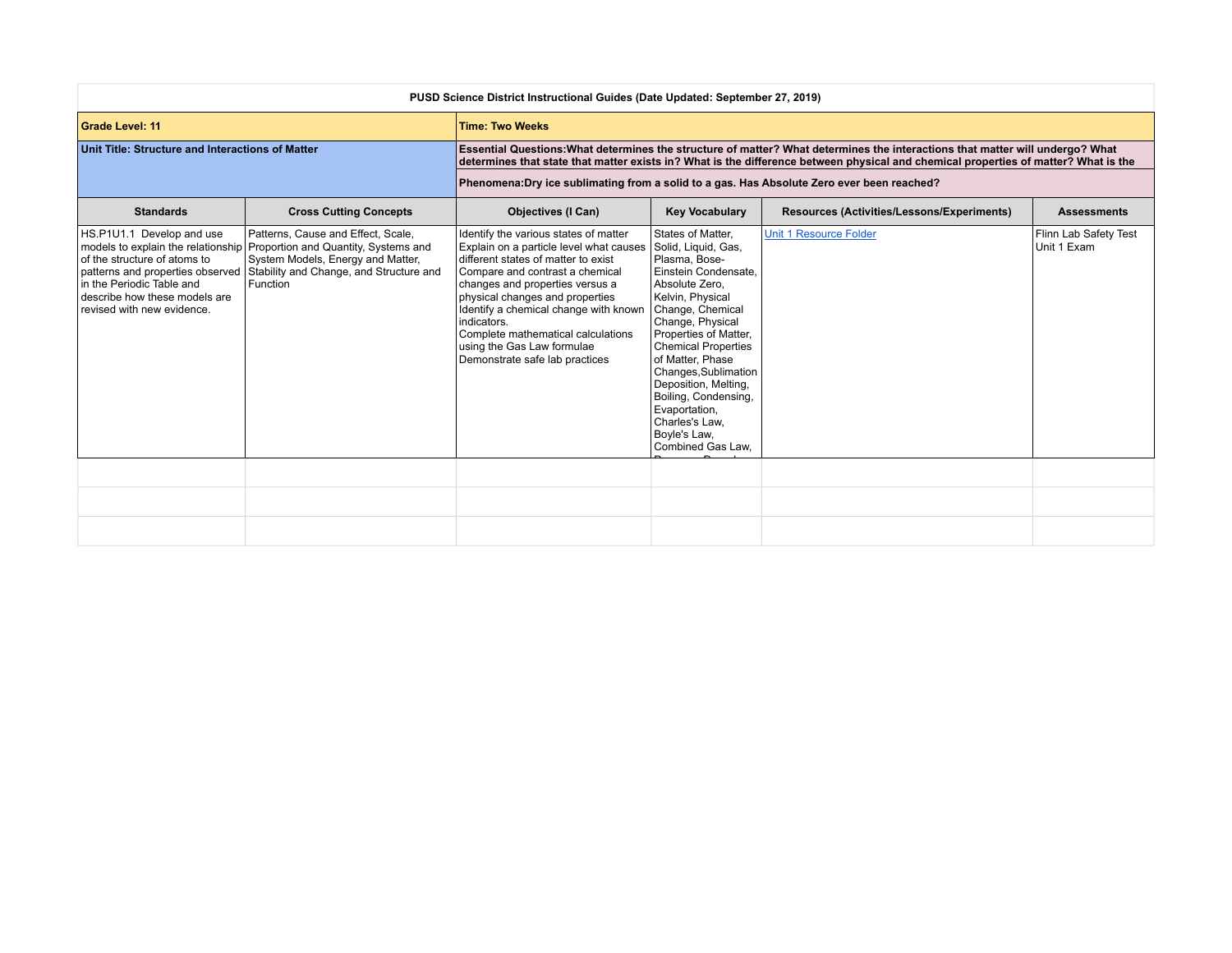**PUSD Science District Instructional Guides (Date Updated: September 27, 2019)**

| **Grade Level: 11** | | | **Time: Two Weeks** | | |
|---|---|---|---|---|---|
| **Unit Title: Structure and Interactions of Matter** | | | **Essential Questions:What determines the structure of matter? What determines the interactions that matter will undergo? What determines that state that matter exists in? What is the difference between physical and chemical properties of matter? What is the** | | |
| | | | **Phenomena:Dry ice sublimating from a solid to a gas. Has Absolute Zero ever been reached?** | | |
| **Standards** | **Cross Cutting Concepts** | **Objectives (I Can)** | **Key Vocabulary** | **Resources (Activities/Lessons/Experiments)** | **Assessments** |
| HS.P1U1.1 Develop and use models to explain the relationship of the structure of atoms to patterns and properties observed in the Periodic Table and describe how these models are revised with new evidence. | Patterns, Cause and Effect, Scale, Proportion and Quantity, Systems and System Models, Energy and Matter, Stability and Change, and Structure and Function | Identify the various states of matter<br>Explain on a particle level what causes different states of matter to exist<br>Compare and contrast a chemical changes and properties versus a physical changes and properties<br>Identify a chemical change with known indicators.<br>Complete mathematical calculations using the Gas Law formulae<br>Demonstrate safe lab practices | States of Matter, Solid, Liquid, Gas, Plasma, Bose-Einstein Condensate, Absolute Zero, Kelvin, Physical Change, Chemical Change, Physical Properties of Matter, Chemical Properties of Matter, Phase Changes,Sublimation Deposition, Melting, Boiling, Condensing, Evaportation, Charles's Law, Boyle's Law, Combined Gas Law, | Unit 1 Resource Folder | Flinn Lab Safety Test<br>Unit 1 Exam |
| | | | | | |
| | | | | | |
| | | | | | |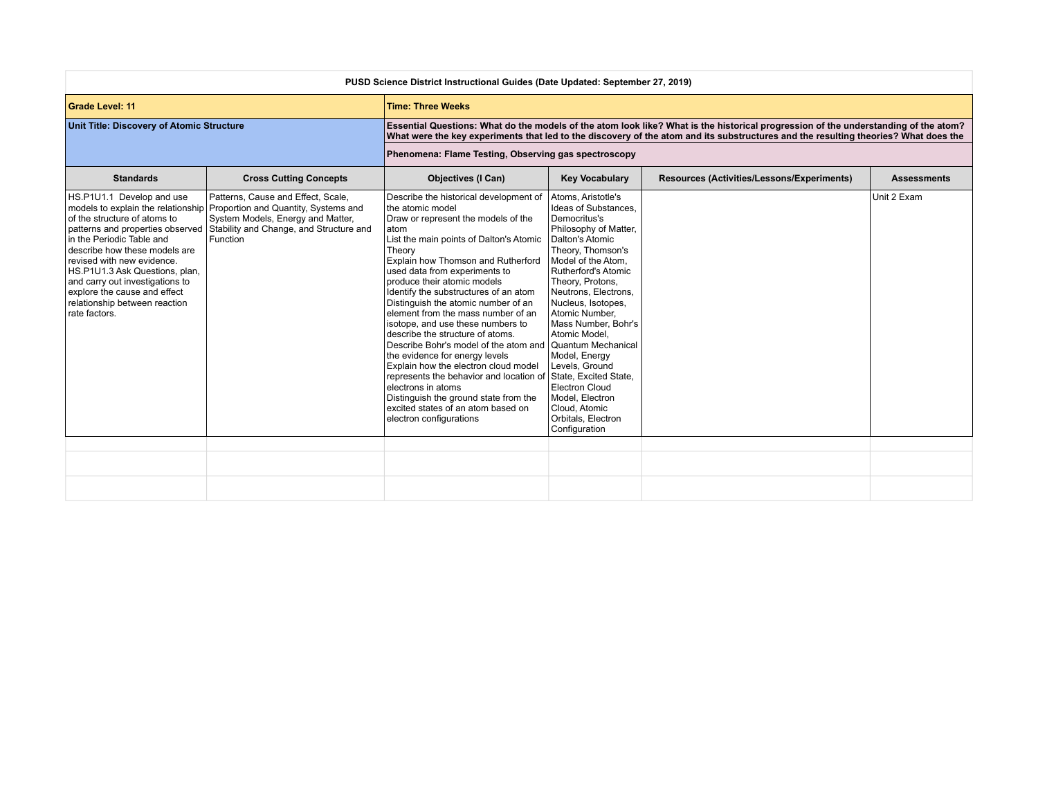**PUSD Science District Instructional Guides (Date Updated: September 27, 2019)**

| **Grade Level: 11** | | **Time: Three Weeks** | | | |
|---|---|---|---|---|---|
| **Unit Title: Discovery of Atomic Structure** | | **Essential Questions: What do the models of the atom look like? What is the historical progression of the understanding of the atom? What were the key experiments that led to the discovery of the atom and its substructures and the resulting theories? What does the** | | | |
| | | **Phenomena: Flame Testing, Observing gas spectroscopy** | | | |
| **Standards** | **Cross Cutting Concepts** | **Objectives (I Can)** | **Key Vocabulary** | **Resources (Activities/Lessons/Experiments)** | **Assessments** |
| HS.P1U1.1 Develop and use models to explain the relationship of the structure of atoms to patterns and properties observed in the Periodic Table and describe how these models are revised with new evidence.<br>HS.P1U1.3 Ask Questions, plan, and carry out investigations to explore the cause and effect relationship between reaction rate factors. | Patterns, Cause and Effect, Scale, Proportion and Quantity, Systems and System Models, Energy and Matter, Stability and Change, and Structure and Function | Describe the historical development of the atomic model<br>Draw or represent the models of the atom<br>List the main points of Dalton's Atomic Theory<br>Explain how Thomson and Rutherford used data from experiments to produce their atomic models<br>Identify the substructures of an atom<br>Distinguish the atomic number of an element from the mass number of an isotope, and use these numbers to describe the structure of atoms.<br>Describe Bohr's model of the atom and the evidence for energy levels<br>Explain how the electron cloud model represents the behavior and location of electrons in atoms<br>Distinguish the ground state from the excited states of an atom based on electron configurations | Atoms, Aristotle's Ideas of Substances, Democritus's Philosophy of Matter, Dalton's Atomic Theory, Thomson's Model of the Atom, Rutherford's Atomic Theory, Protons, Neutrons, Electrons, Nucleus, Isotopes, Atomic Number, Mass Number, Bohr's Atomic Model, Quantum Mechanical Model, Energy Levels, Ground State, Excited State, Electron Cloud Model, Electron Cloud, Atomic Orbitals, Electron Configuration | | Unit 2 Exam |
| | | | | | |
| | | | | | |
| | | | | | |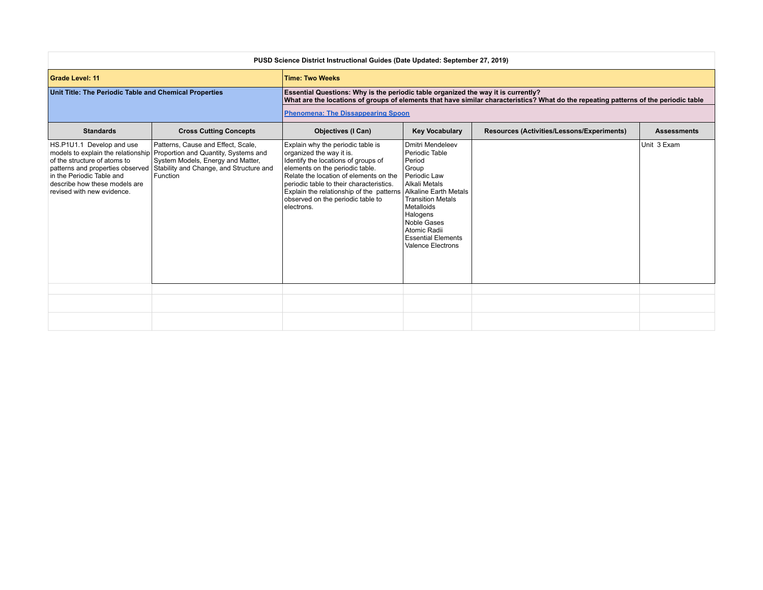**PUSD Science District Instructional Guides (Date Updated: September 27, 2019)**

| **Grade Level: 11** | | | **Time: Two Weeks** | | |
|---|---|---|---|---|---|
| **Unit Title: The Periodic Table and Chemical Properties** | | | **Essential Questions: Why is the periodic table organized the way it is currently? What are the locations of groups of elements that have similar characteristics? What do the repeating patterns of the periodic table** <br> **Phenomena: The Dissappearing Spoon** | | |
| **Standards** | **Cross Cutting Concepts** | **Objectives (I Can)** | **Key Vocabulary** | **Resources (Activities/Lessons/Experiments)** | **Assessments** |
| HS.P1U1.1 Develop and use models to explain the relationship of the structure of atoms to patterns and properties observed in the Periodic Table and describe how these models are revised with new evidence. | Patterns, Cause and Effect, Scale, Proportion and Quantity, Systems and System Models, Energy and Matter, Stability and Change, and Structure and Function | Explain why the periodic table is organized the way it is.<br>Identify the locations of groups of elements on the periodic table.<br>Relate the location of elements on the periodic table to their characteristics.<br>Explain the relationship of the patterns observed on the periodic table to electrons. | Dmitri Mendeleev<br>Periodic Table<br>Period<br>Group<br>Periodic Law<br>Alkali Metals<br>Alkaline Earth Metals<br>Transition Metals<br>Metalloids<br>Halogens<br>Noble Gases<br>Atomic Radii<br>Essential Elements<br>Valence Electrons | | Unit 3 Exam |
| | | | | | |
| | | | | | |
| | | | | | |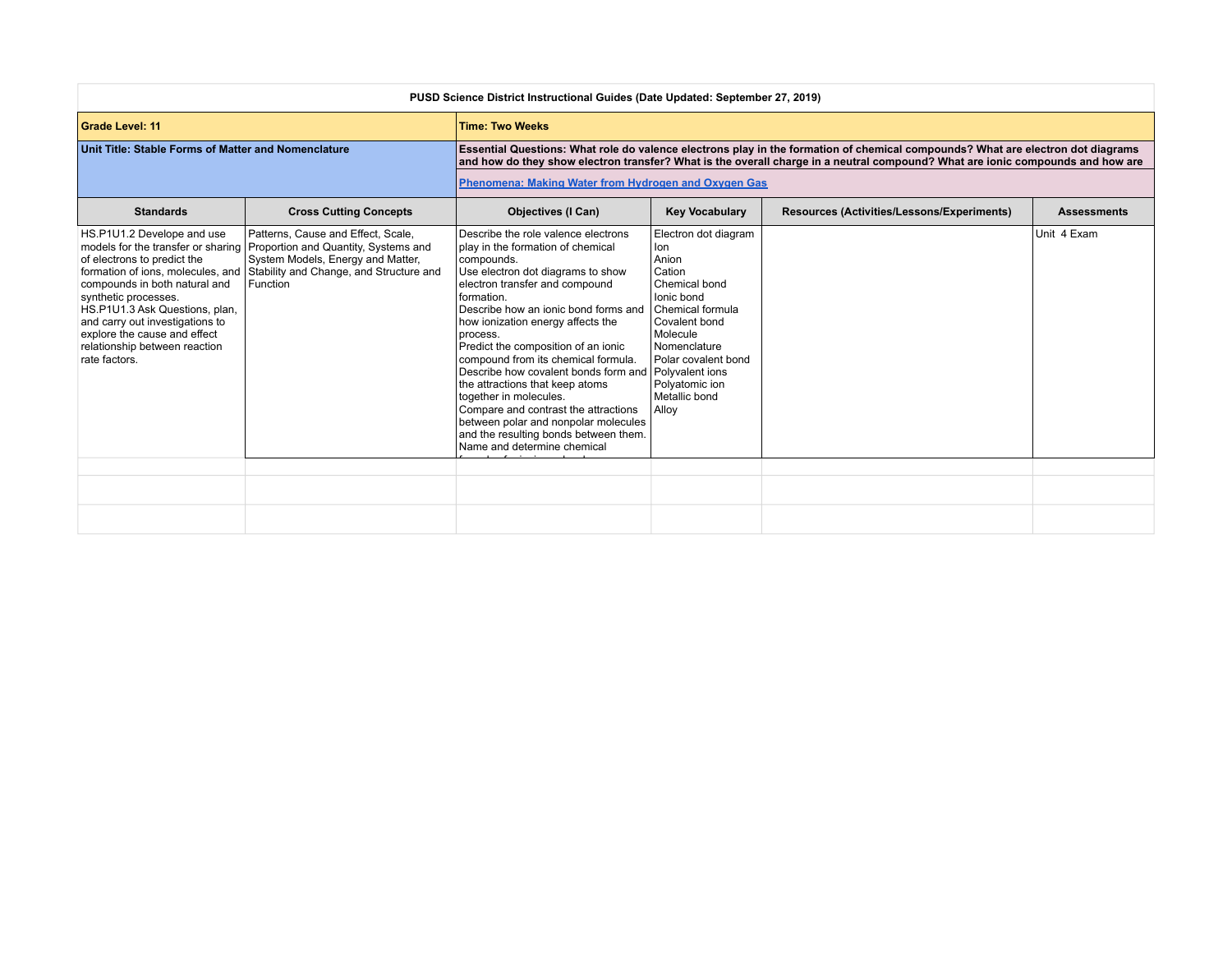**PUSD Science District Instructional Guides (Date Updated: September 27, 2019)**

| | | | | | |
|---|---|---|---|---|---|
| **Grade Level: 11** | | **Time: Two Weeks** | | | |
| **Unit Title: Stable Forms of Matter and Nomenclature** | | **Essential Questions: What role do valence electrons play in the formation of chemical compounds? What are electron dot diagrams and how do they show electron transfer? What is the overall charge in a neutral compound? What are ionic compounds and how are** | | | |
| | | **[Phenomena: Making Water from Hydrogen and Oxygen Gas]** | | | |
| **Standards** | **Cross Cutting Concepts** | **Objectives (I Can)** | **Key Vocabulary** | **Resources (Activities/Lessons/Experiments)** | **Assessments** |
| HS.P1U1.2 Develope and use models for the transfer or sharing of electrons to predict the formation of ions, molecules, and compounds in both natural and synthetic processes.<br>HS.P1U1.3 Ask Questions, plan, and carry out investigations to explore the cause and effect relationship between reaction rate factors. | Patterns, Cause and Effect, Scale, Proportion and Quantity, Systems and System Models, Energy and Matter, Stability and Change, and Structure and Function | Describe the role valence electrons play in the formation of chemical compounds.<br>Use electron dot diagrams to show electron transfer and compound formation.<br>Describe how an ionic bond forms and how ionization energy affects the process.<br>Predict the composition of an ionic compound from its chemical formula.<br>Describe how covalent bonds form and the attractions that keep atoms together in molecules.<br>Compare and contrast the attractions between polar and nonpolar molecules and the resulting bonds between them.<br>Name and determine chemical | Electron dot diagram<br>Ion<br>Anion<br>Cation<br>Chemical bond<br>Ionic bond<br>Chemical formula<br>Covalent bond<br>Molecule<br>Nomenclature<br>Polar covalent bond<br>Polyvalent ions<br>Polyatomic ion<br>Metallic bond<br>Alloy | | Unit 4 Exam |
| | | | | | |
| | | | | | |
| | | | | | |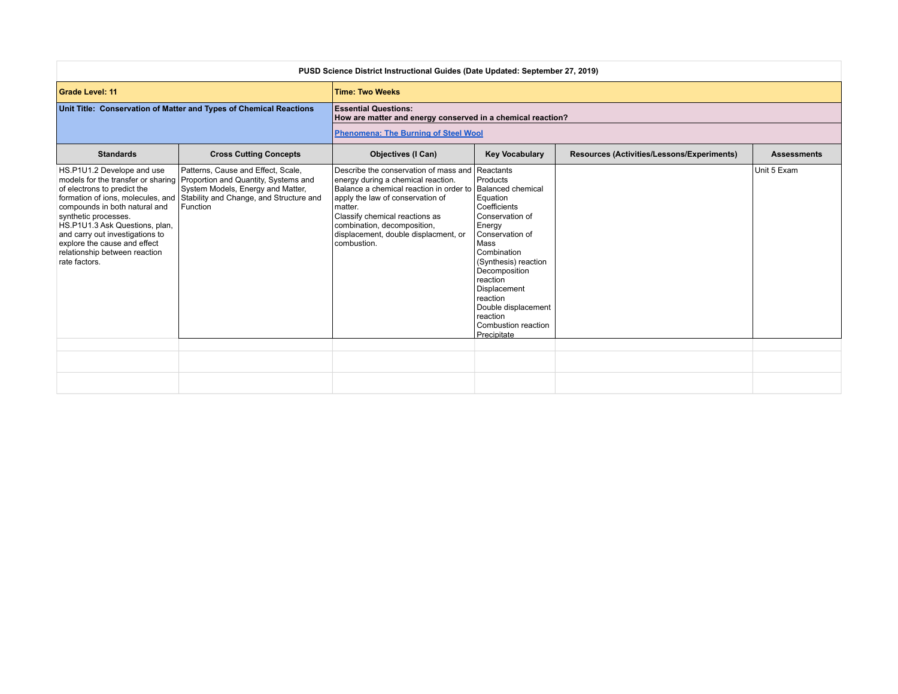**PUSD Science District Instructional Guides (Date Updated: September 27, 2019)**

| **Grade Level: 11** | | **Time: Two Weeks** | | | |
|---|---|---|---|---|---|
| **Unit Title: Conservation of Matter and Types of Chemical Reactions** | | **Essential Questions:** **How are matter and energy conserved in a chemical reaction?** | | | |
| | | **Phenomena: The Burning of Steel Wool** | | | |
| **Standards** | **Cross Cutting Concepts** | **Objectives (I Can)** | **Key Vocabulary** | **Resources (Activities/Lessons/Experiments)** | **Assessments** |
| HS.P1U1.2 Develope and use models for the transfer or sharing of electrons to predict the formation of ions, molecules, and compounds in both natural and synthetic processes.<br>HS.P1U1.3 Ask Questions, plan, and carry out investigations to explore the cause and effect relationship between reaction rate factors. | Patterns, Cause and Effect, Scale, Proportion and Quantity, Systems and System Models, Energy and Matter, Stability and Change, and Structure and Function | Describe the conservation of mass and energy during a chemical reaction.<br>Balance a chemical reaction in order to apply the law of conservation of matter.<br>Classify chemical reactions as combination, decomposition, displacement, double displacment, or combustion. | Reactants<br>Products<br>Balanced chemical Equation<br>Coefficients<br>Conservation of Energy<br>Conservation of Mass<br>Combination (Synthesis) reaction<br>Decomposition reaction<br>Displacement reaction<br>Double displacement reaction<br>Combustion reaction<br>Precipitate | | Unit 5 Exam |
| | | | | | |
| | | | | | |
| | | | | | |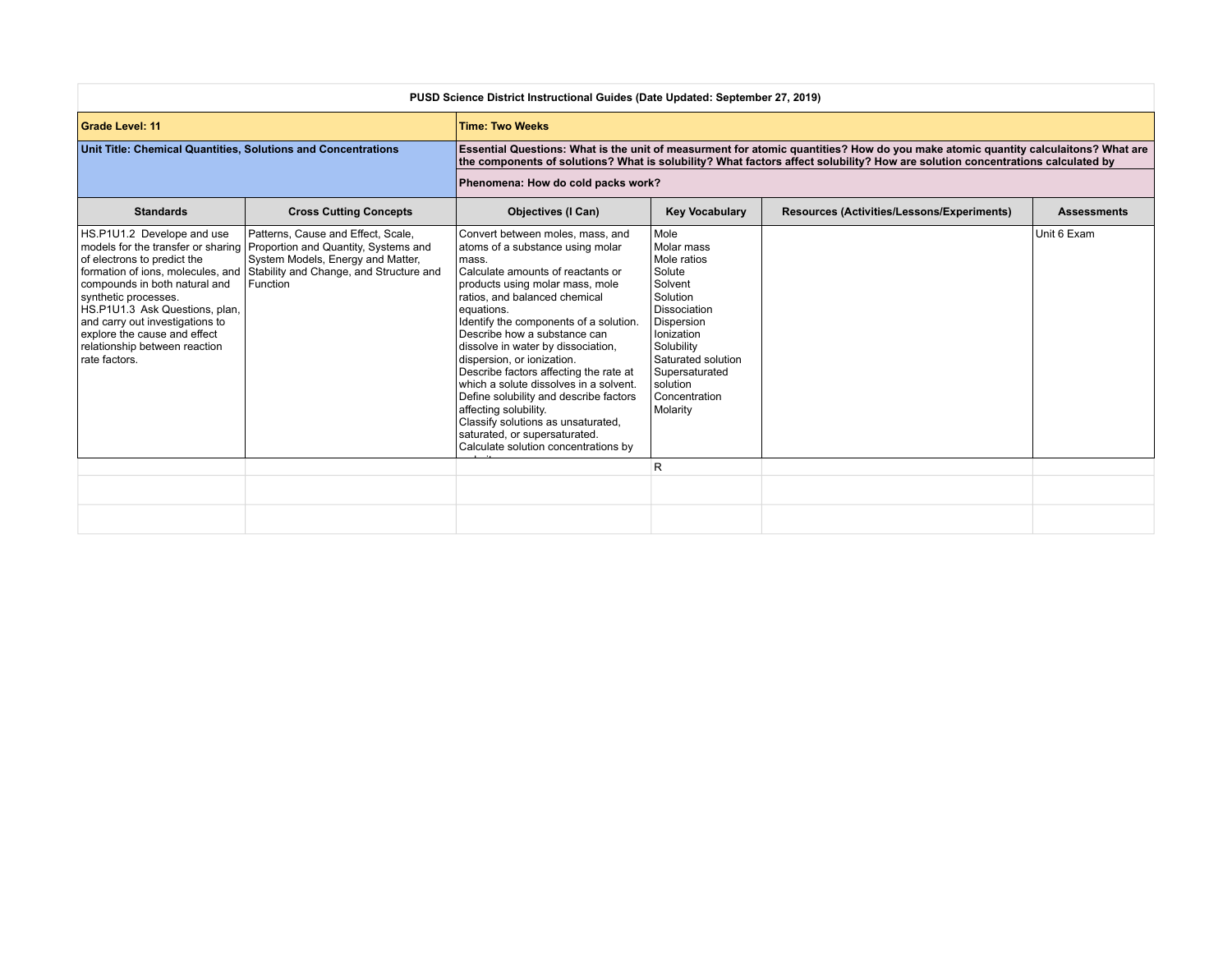| PUSD Science District Instructional Guides (Date Updated: September 27, 2019) | | | | | |
|---|---|---|---|---|---|
| **Grade Level: 11** | | **Time: Two Weeks** | | | |
| **Unit Title: Chemical Quantities, Solutions and Concentrations** | | **Essential Questions: What is the unit of measurment for atomic quantities? How do you make atomic quantity calculaitons? What are the components of solutions? What is solubility? What factors affect solubility? How are solution concentrations calculated by** | | | |
| | | **Phenomena: How do cold packs work?** | | | |
| **Standards** | **Cross Cutting Concepts** | **Objectives (I Can)** | **Key Vocabulary** | **Resources (Activities/Lessons/Experiments)** | **Assessments** |
| HS.P1U1.2 Develope and use models for the transfer or sharing of electrons to predict the formation of ions, molecules, and compounds in both natural and synthetic processes.<br>HS.P1U1.3 Ask Questions, plan, and carry out investigations to explore the cause and effect relationship between reaction rate factors. | Patterns, Cause and Effect, Scale, Proportion and Quantity, Systems and System Models, Energy and Matter, Stability and Change, and Structure and Function | Convert between moles, mass, and atoms of a substance using molar mass.<br>Calculate amounts of reactants or products using molar mass, mole ratios, and balanced chemical equations.<br>Identify the components of a solution.<br>Describe how a substance can dissolve in water by dissociation, dispersion, or ionization.<br>Describe factors affecting the rate at which a solute dissolves in a solvent.<br>Define solubility and describe factors affecting solubility.<br>Classify solutions as unsaturated, saturated, or supersaturated.<br>Calculate solution concentrations by | Mole<br>Molar mass<br>Mole ratios<br>Solute<br>Solvent<br>Solution<br>Dissociation<br>Dispersion<br>Ionization<br>Solubility<br>Saturated solution<br>Supersaturated solution<br>Concentration<br>Molarity | | Unit 6 Exam |
| | | | R | | |
| | | | | | |
| | | | | | |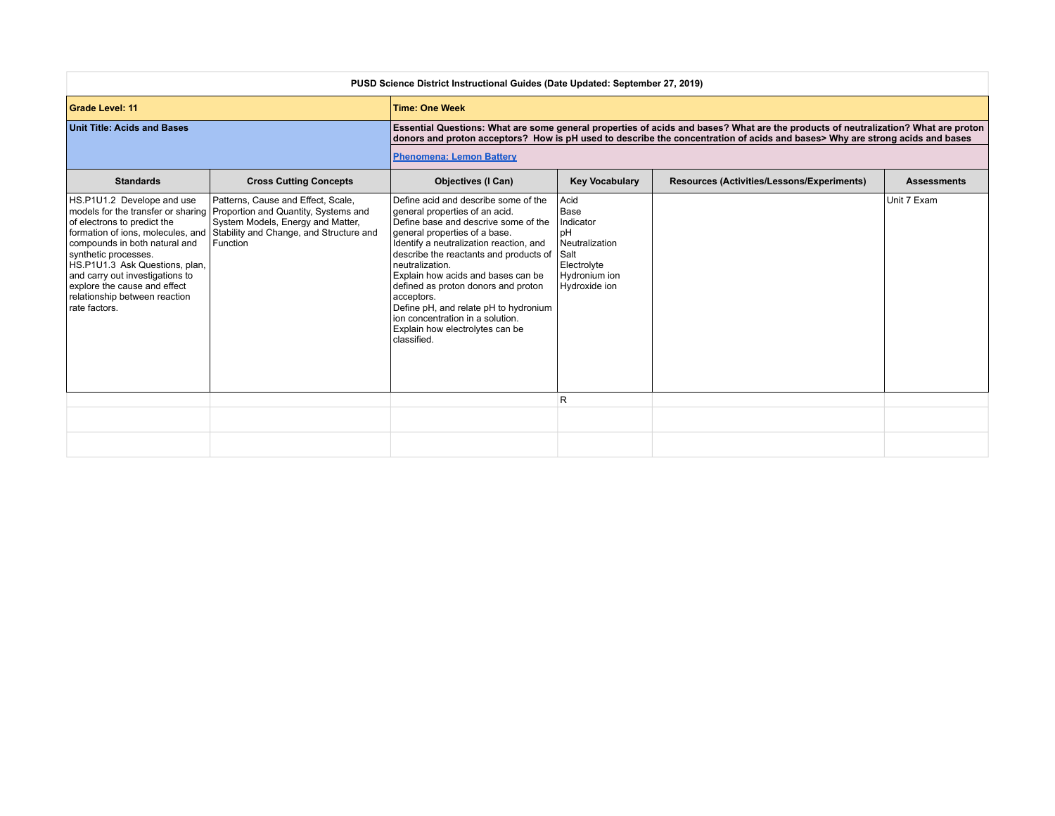**PUSD Science District Instructional Guides (Date Updated: September 27, 2019)**

| Grade Level: 11 | | Time: One Week | | | |
|---|---|---|---|---|---|
| **Unit Title: Acids and Bases** | | **Essential Questions: What are some general properties of acids and bases? What are the products of neutralization? What are proton donors and proton acceptors? How is pH used to describe the concentration of acids and bases> Why are strong acids and bases** | | | |
| | | **Phenomena: Lemon Battery** | | | |
| **Standards** | **Cross Cutting Concepts** | **Objectives (I Can)** | **Key Vocabulary** | **Resources (Activities/Lessons/Experiments)** | **Assessments** |
| HS.P1U1.2 Develope and use models for the transfer or sharing of electrons to predict the formation of ions, molecules, and compounds in both natural and synthetic processes.<br>HS.P1U1.3 Ask Questions, plan, and carry out investigations to explore the cause and effect relationship between reaction rate factors. | Patterns, Cause and Effect, Scale, Proportion and Quantity, Systems and System Models, Energy and Matter, Stability and Change, and Structure and Function | Define acid and describe some of the general properties of an acid.<br>Define base and descrive some of the general properties of a base.<br>Identify a neutralization reaction, and describe the reactants and products of neutralization.<br>Explain how acids and bases can be defined as proton donors and proton acceptors.<br>Define pH, and relate pH to hydronium ion concentration in a solution.<br>Explain how electrolytes can be classified. | Acid<br>Base<br>Indicator<br>pH<br>Neutralization<br>Salt<br>Electrolyte<br>Hydronium ion<br>Hydroxide ion | | Unit 7 Exam |
| | | | R | | |
| | | | | | |
| | | | | | |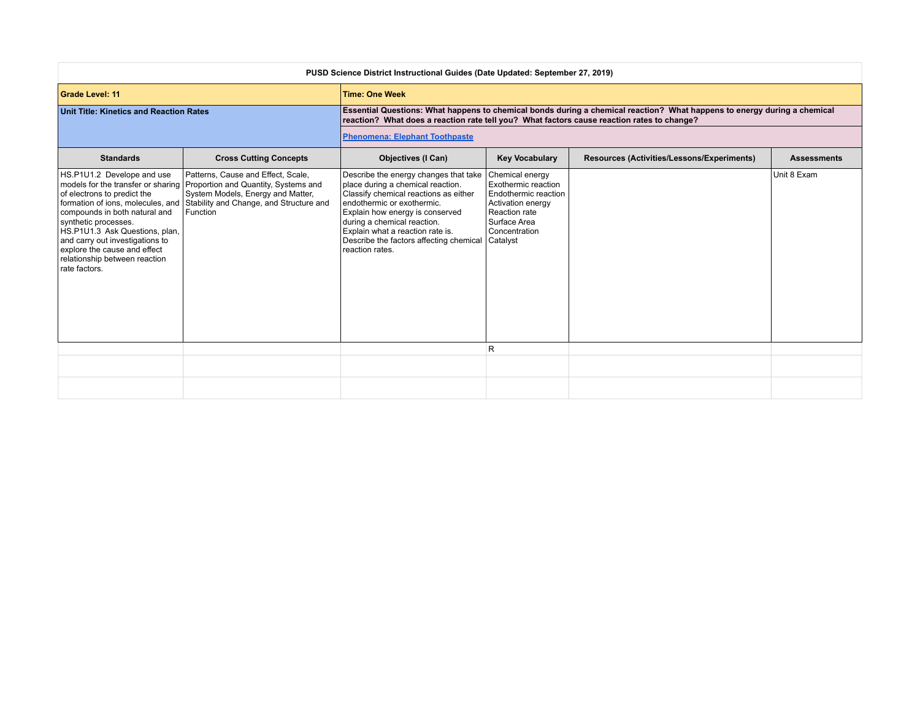**PUSD Science District Instructional Guides (Date Updated: September 27, 2019)**

| **Grade Level: 11** | | **Time: One Week** | | | |
|---|---|---|---|---|---|
| **Unit Title: Kinetics and Reaction Rates** | | **Essential Questions: What happens to chemical bonds during a chemical reaction? What happens to energy during a chemical reaction? What does a reaction rate tell you? What factors cause reaction rates to change?** <br> **Phenomena: Elephant Toothpaste** | | | |
| **Standards** | **Cross Cutting Concepts** | **Objectives (I Can)** | **Key Vocabulary** | **Resources (Activities/Lessons/Experiments)** | **Assessments** |
| HS.P1U1.2 Develope and use models for the transfer or sharing of electrons to predict the formation of ions, molecules, and compounds in both natural and synthetic processes.<br>HS.P1U1.3 Ask Questions, plan, and carry out investigations to explore the cause and effect relationship between reaction rate factors. | Patterns, Cause and Effect, Scale, Proportion and Quantity, Systems and System Models, Energy and Matter, Stability and Change, and Structure and Function | Describe the energy changes that take place during a chemical reaction.<br>Classify chemical reactions as either endothermic or exothermic.<br>Explain how energy is conserved during a chemical reaction.<br>Explain what a reaction rate is.<br>Describe the factors affecting chemical reaction rates. | Chemical energy<br>Exothermic reaction<br>Endothermic reaction<br>Activation energy<br>Reaction rate<br>Surface Area<br>Concentration<br>Catalyst | | Unit 8 Exam |
| | | | R | | |
| | | | | | |
| | | | | | |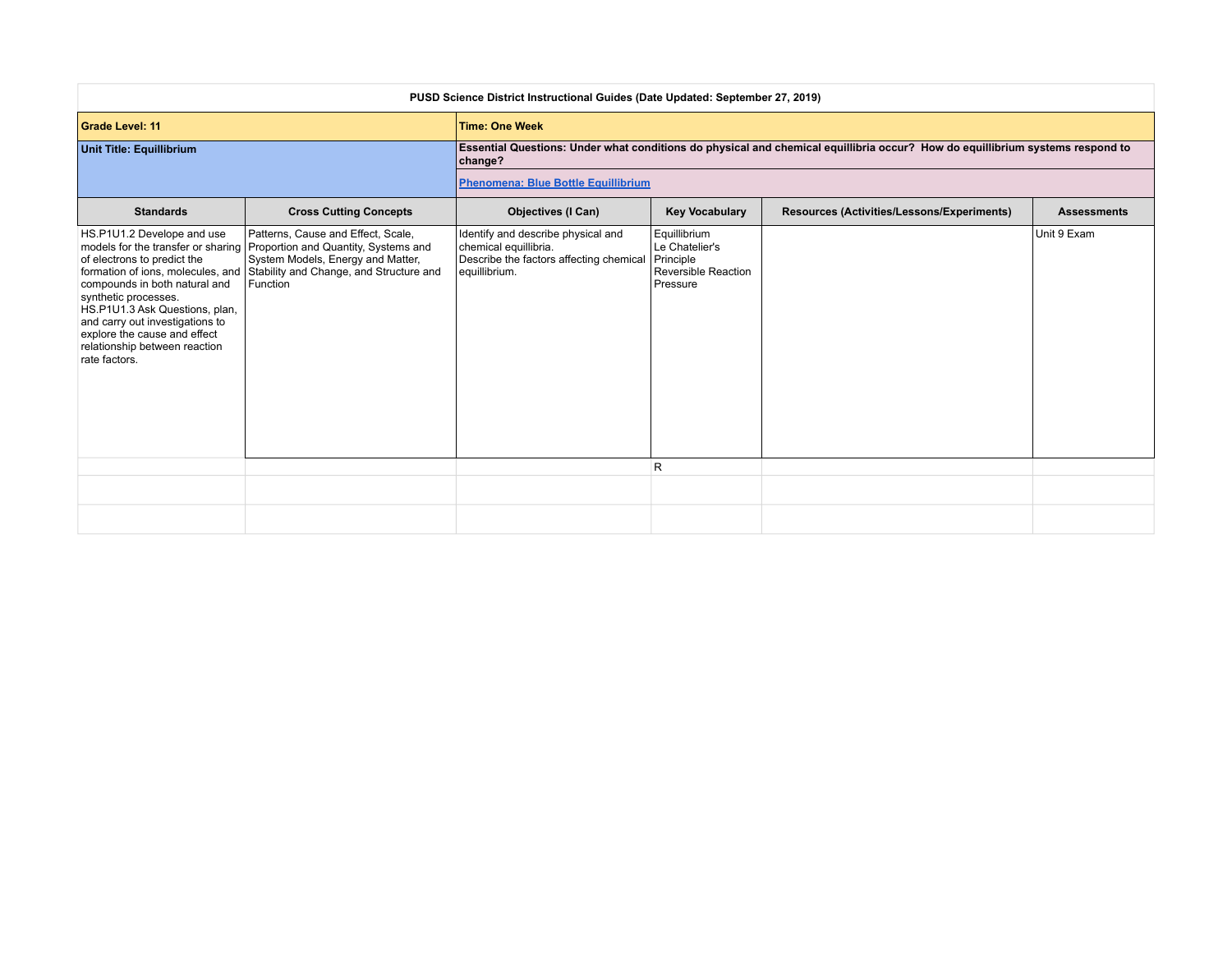**PUSD Science District Instructional Guides (Date Updated: September 27, 2019)**

| **Grade Level: 11** | | | **Time: One Week** | | |
|---|---|---|---|---|---|
| **Unit Title: Equillibrium** | | | **Essential Questions: Under what conditions do physical and chemical equillibria occur? How do equillibrium systems respond to change?** <br> **[Phenomena: Blue Bottle Equillibrium]** | | |
| **Standards** | **Cross Cutting Concepts** | **Objectives (I Can)** | **Key Vocabulary** | **Resources (Activities/Lessons/Experiments)** | **Assessments** |
| HS.P1U1.2 Develope and use models for the transfer or sharing of electrons to predict the formation of ions, molecules, and compounds in both natural and synthetic processes. <br> HS.P1U1.3 Ask Questions, plan, and carry out investigations to explore the cause and effect relationship between reaction rate factors. | Patterns, Cause and Effect, Scale, Proportion and Quantity, Systems and System Models, Energy and Matter, Stability and Change, and Structure and Function | Identify and describe physical and chemical equillibria. <br> Describe the factors affecting chemical equillibrium. | Equillibrium <br> Le Chatelier's Principle <br> Reversible Reaction <br> Pressure | | Unit 9 Exam |
| | | | R | | |
| | | | | | |
| | | | | | |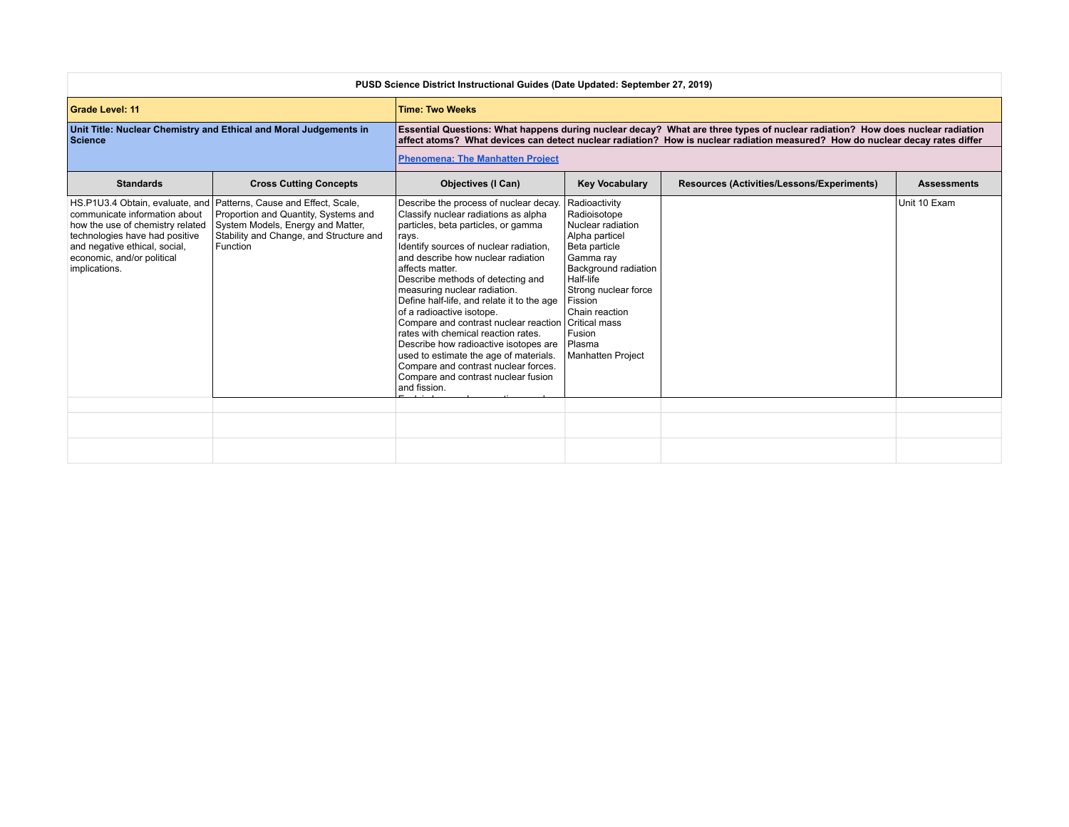**PUSD Science District Instructional Guides (Date Updated: September 27, 2019)**

| | | | | | |
|---|---|---|---|---|---|
| **Grade Level: 11** | | **Time: Two Weeks** | | | |
| **Unit Title: Nuclear Chemistry and Ethical and Moral Judgements in Science** | | **Essential Questions: What happens during nuclear decay? What are three types of nuclear radiation? How does nuclear radiation affect atoms? What devices can detect nuclear radiation? How is nuclear radiation measured? How do nuclear decay rates differ** <br> **Phenomena: The Manhatten Project** | | | |
| **Standards** | **Cross Cutting Concepts** | **Objectives (I Can)** | **Key Vocabulary** | **Resources (Activities/Lessons/Experiments)** | **Assessments** |
| HS.P1U3.4 Obtain, evaluate, and communicate information about how the use of chemistry related technologies have had positive and negative ethical, social, economic, and/or political implications. | Patterns, Cause and Effect, Scale, Proportion and Quantity, Systems and System Models, Energy and Matter, Stability and Change, and Structure and Function | Describe the process of nuclear decay.<br>Classify nuclear radiations as alpha particles, beta particles, or gamma rays.<br>Identify sources of nuclear radiation, and describe how nuclear radiation affects matter.<br>Describe methods of detecting and measuring nuclear radiation.<br>Define half-life, and relate it to the age of a radioactive isotope.<br>Compare and contrast nuclear reaction rates with chemical reaction rates.<br>Describe how radioactive isotopes are used to estimate the age of materials.<br>Compare and contrast nuclear forces.<br>Compare and contrast nuclear fusion and fission. | Radioactivity<br>Radioisotope<br>Nuclear radiation<br>Alpha particel<br>Beta particle<br>Gamma ray<br>Background radiation<br>Half-life<br>Strong nuclear force<br>Fission<br>Chain reaction<br>Critical mass<br>Fusion<br>Plasma<br>Manhatten Project | | Unit 10 Exam |
| | | | | | |
| | | | | | |
| | | | | | |